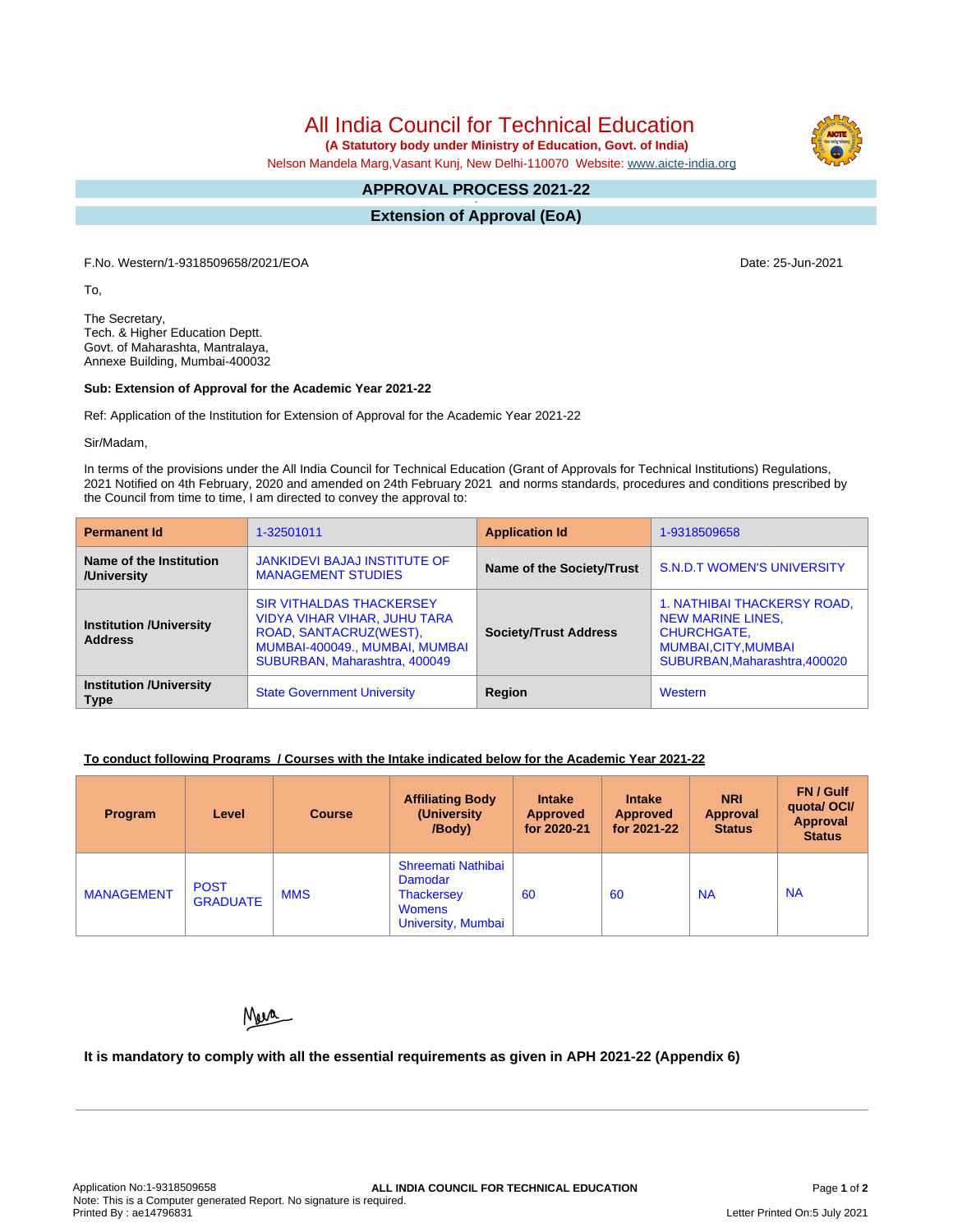# All India Council for Technical Education

**(A Statutory body under Ministry of Education, Govt. of India)**

Nelson Mandela Marg,Vasant Kunj, New Delhi-110070 Website: www.aicte-india.org

## APPROVAL PROCESS 2021-22

## Extension of Approval (EoA)

F.No. Western/1-9318509658/2021/EOA

Date: 25-Jun-2021

To,

The Secretary,
Tech. & Higher Education Deptt.
Govt. of Maharashta, Mantralaya,
Annexe Building, Mumbai-400032

**Sub: Extension of Approval for the Academic Year 2021-22**

Ref: Application of the Institution for Extension of Approval for the Academic Year 2021-22

Sir/Madam,

In terms of the provisions under the All India Council for Technical Education (Grant of Approvals for Technical Institutions) Regulations, 2021 Notified on 4th February, 2020 and amended on 24th February 2021 and norms standards, procedures and conditions prescribed by the Council from time to time, I am directed to convey the approval to:

| **Permanent Id** | 1-32501011 | **Application Id** | 1-9318509658 |
|---|---|---|---|
| **Name of the Institution /University** | JANKIDEVI BAJAJ INSTITUTE OF MANAGEMENT STUDIES | **Name of the Society/Trust** | S.N.D.T WOMEN'S UNIVERSITY |
| **Institution /University Address** | SIR VITHALDAS THACKERSEY VIDYA VIHAR VIHAR, JUHU TARA ROAD, SANTACRUZ(WEST), MUMBAI-400049., MUMBAI, MUMBAI SUBURBAN, Maharashtra, 400049 | **Society/Trust Address** | 1. NATHIBAI THACKERSY ROAD, NEW MARINE LINES, CHURCHGATE, MUMBAI,CITY,MUMBAI SUBURBAN,Maharashtra,400020 |
| **Institution /University Type** | State Government University | **Region** | Western |

**To conduct following Programs / Courses with the Intake indicated below for the Academic Year 2021-22**

| Program | Level | Course | Affiliating Body (University /Body) | Intake Approved for 2020-21 | Intake Approved for 2021-22 | NRI Approval Status | FN / Gulf quota/ OCI/ Approval Status |
|---|---|---|---|---|---|---|---|
| MANAGEMENT | POST GRADUATE | MMS | Shreemati Nathibai Damodar Thackersey Womens University, Mumbai | 60 | 60 | NA | NA |

**It is mandatory to comply with all the essential requirements as given in APH 2021-22 (Appendix 6)**

Application No:1-9318509658
Note: This is a Computer generated Report. No signature is required.
Printed By : ae14796831

Letter Printed On:5 July 2021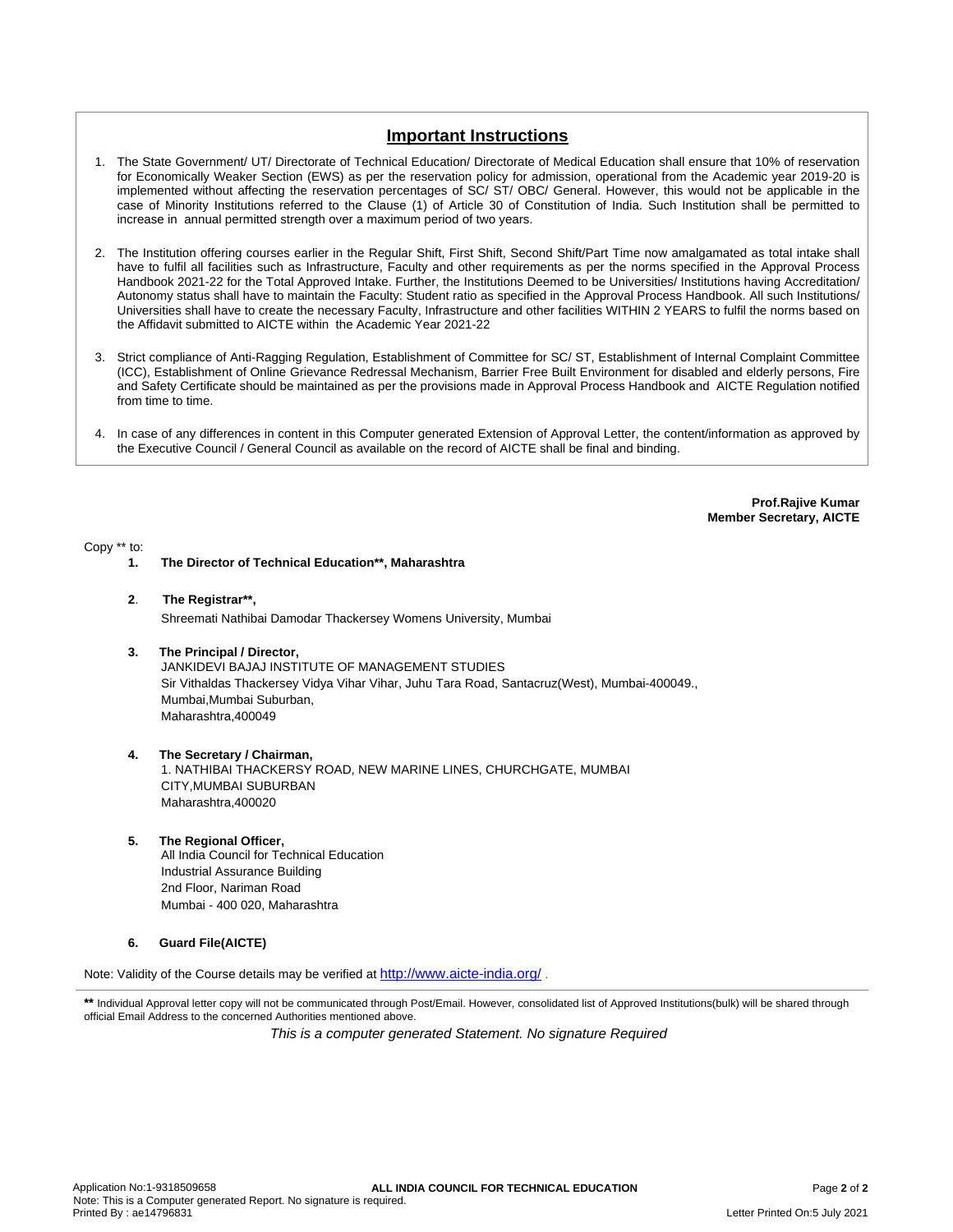## Important Instructions

1. The State Government/ UT/ Directorate of Technical Education/ Directorate of Medical Education shall ensure that 10% of reservation for Economically Weaker Section (EWS) as per the reservation policy for admission, operational from the Academic year 2019-20 is implemented without affecting the reservation percentages of SC/ ST/ OBC/ General. However, this would not be applicable in the case of Minority Institutions referred to the Clause (1) of Article 30 of Constitution of India. Such Institution shall be permitted to increase in annual permitted strength over a maximum period of two years.

2. The Institution offering courses earlier in the Regular Shift, First Shift, Second Shift/Part Time now amalgamated as total intake shall have to fulfil all facilities such as Infrastructure, Faculty and other requirements as per the norms specified in the Approval Process Handbook 2021-22 for the Total Approved Intake. Further, the Institutions Deemed to be Universities/ Institutions having Accreditation/ Autonomy status shall have to maintain the Faculty: Student ratio as specified in the Approval Process Handbook. All such Institutions/ Universities shall have to create the necessary Faculty, Infrastructure and other facilities WITHIN 2 YEARS to fulfil the norms based on the Affidavit submitted to AICTE within the Academic Year 2021-22

3. Strict compliance of Anti-Ragging Regulation, Establishment of Committee for SC/ ST, Establishment of Internal Complaint Committee (ICC), Establishment of Online Grievance Redressal Mechanism, Barrier Free Built Environment for disabled and elderly persons, Fire and Safety Certificate should be maintained as per the provisions made in Approval Process Handbook and AICTE Regulation notified from time to time.

4. In case of any differences in content in this Computer generated Extension of Approval Letter, the content/information as approved by the Executive Council / General Council as available on the record of AICTE shall be final and binding.

**Prof.Rajive Kumar**
**Member Secretary, AICTE**

Copy ** to:

1. **The Director of Technical Education**, Maharashtra**

2. **The Registrar**,**
   Shreemati Nathibai Damodar Thackersey Womens University, Mumbai

3. **The Principal / Director,**
   JANKIDEVI BAJAJ INSTITUTE OF MANAGEMENT STUDIES
   Sir Vithaldas Thackersey Vidya Vihar Vihar, Juhu Tara Road, Santacruz(West), Mumbai-400049.,
   Mumbai,Mumbai Suburban,
   Maharashtra,400049

4. **The Secretary / Chairman,**
   1. NATHIBAI THACKERSY ROAD, NEW MARINE LINES, CHURCHGATE, MUMBAI
   CITY,MUMBAI SUBURBAN
   Maharashtra,400020

5. **The Regional Officer,**
   All India Council for Technical Education
   Industrial Assurance Building
   2nd Floor, Nariman Road
   Mumbai - 400 020, Maharashtra

6. **Guard File(AICTE)**

Note: Validity of the Course details may be verified at http://www.aicte-india.org/ .

**** Individual Approval letter copy will not be communicated through Post/Email. However, consolidated list of Approved Institutions(bulk) will be shared through official Email Address to the concerned Authorities mentioned above.

*This is a computer generated Statement. No signature Required*

Application No:1-9318509658 | ALL INDIA COUNCIL FOR TECHNICAL EDUCATION
Note: This is a Computer generated Report. No signature is required.
Printed By : ae14796831 | Letter Printed On:5 July 2021